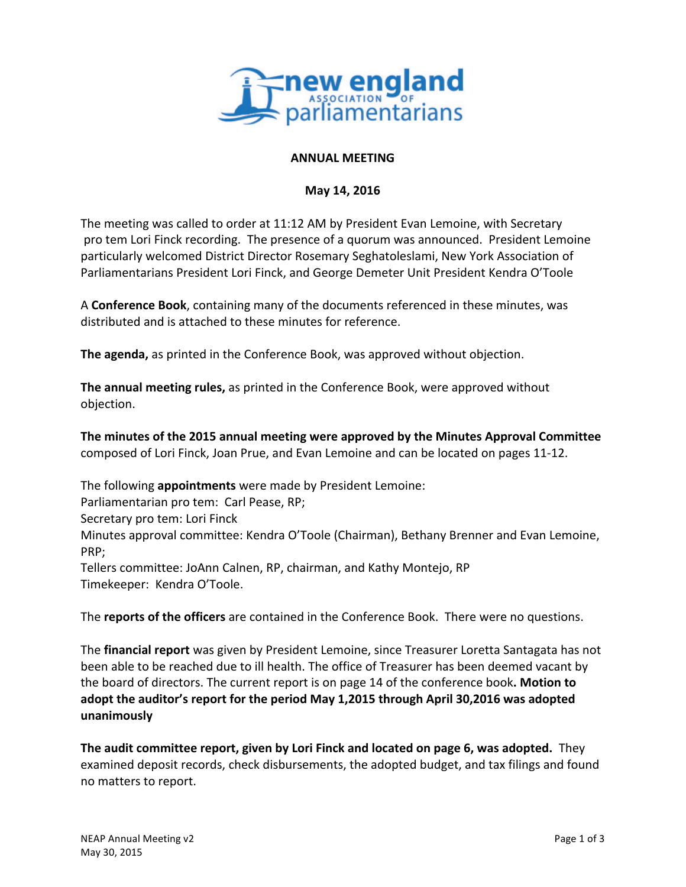## ANNUAL MEETING

**May 14, 2016**

The meeting was called to order at 11:12 AM by President Evan Lemoine, with Secretary pro tem Lori Finck recording. The presence of a quorum was announced. President Lemoine particularly welcomed District Director Rosemary Seghatoleslami, New York Association of Parliamentarians President Lori Finck, and George Demeter Unit President Kendra O'Toole

A **Conference Book**, containing many of the documents referenced in these minutes, was distributed and is attached to these minutes for reference.

**The agenda,** as printed in the Conference Book, was approved without objection.

**The annual meeting rules,** as printed in the Conference Book, were approved without objection.

**The minutes of the 2015 annual meeting were approved by the Minutes Approval Committee** composed of Lori Finck, Joan Prue, and Evan Lemoine and can be located on pages 11-12.

The following **appointments** were made by President Lemoine:
Parliamentarian pro tem: Carl Pease, RP;
Secretary pro tem: Lori Finck
Minutes approval committee: Kendra O'Toole (Chairman), Bethany Brenner and Evan Lemoine, PRP;
Tellers committee: JoAnn Calnen, RP, chairman, and Kathy Montejo, RP
Timekeeper: Kendra O'Toole.

The **reports of the officers** are contained in the Conference Book. There were no questions.

The **financial report** was given by President Lemoine, since Treasurer Loretta Santagata has not been able to be reached due to ill health. The office of Treasurer has been deemed vacant by the board of directors. The current report is on page 14 of the conference book**. Motion to adopt the auditor's report for the period May 1,2015 through April 30,2016 was adopted unanimously**

**The audit committee report, given by Lori Finck and located on page 6, was adopted.** They examined deposit records, check disbursements, the adopted budget, and tax filings and found no matters to report.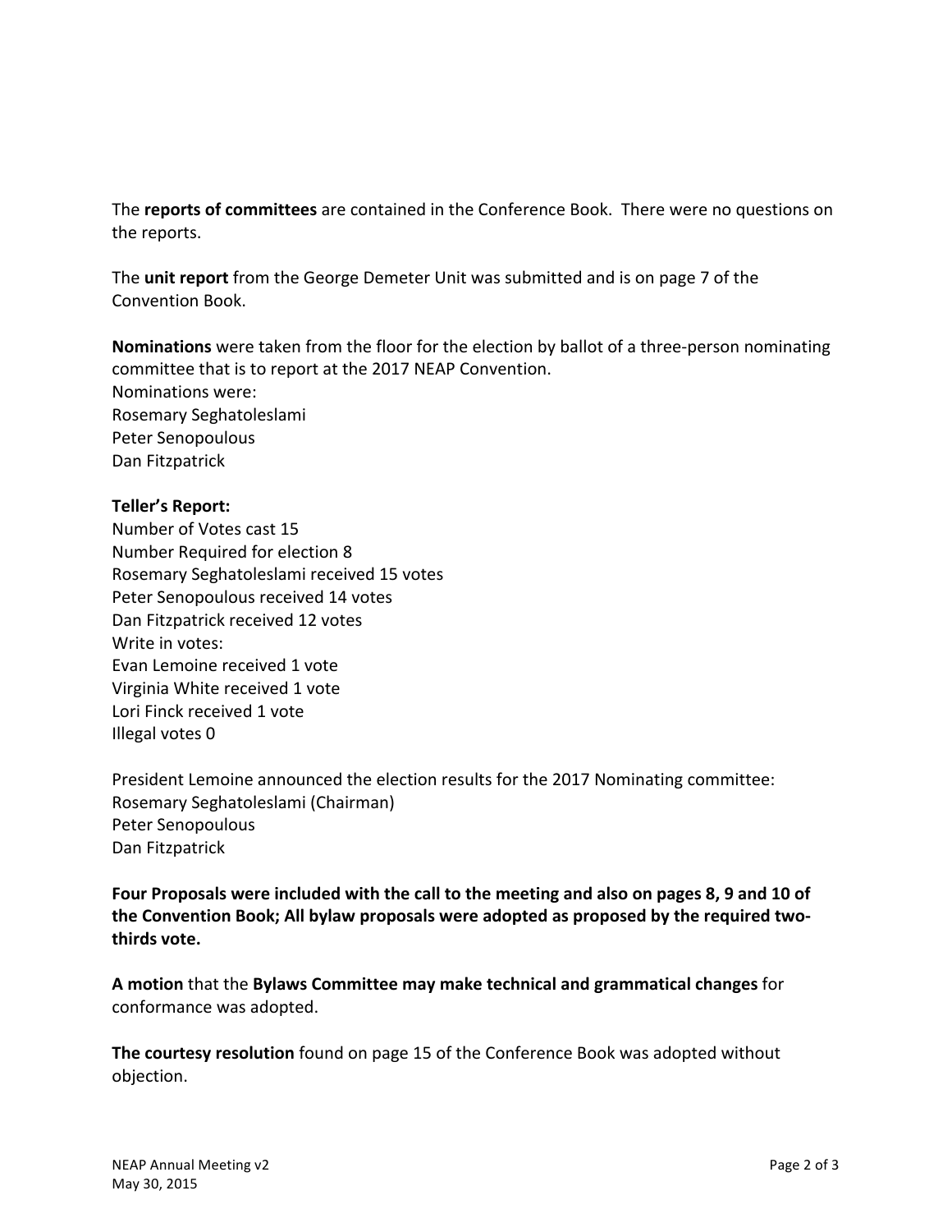The **reports of committees** are contained in the Conference Book. There were no questions on the reports.

The **unit report** from the George Demeter Unit was submitted and is on page 7 of the Convention Book.

**Nominations** were taken from the floor for the election by ballot of a three-person nominating committee that is to report at the 2017 NEAP Convention.  
Nominations were:  
Rosemary Seghatoleslami  
Peter Senopoulous  
Dan Fitzpatrick

**Teller's Report:**  
Number of Votes cast 15  
Number Required for election 8  
Rosemary Seghatoleslami received 15 votes  
Peter Senopoulous received 14 votes  
Dan Fitzpatrick received 12 votes  
Write in votes:  
Evan Lemoine received 1 vote  
Virginia White received 1 vote  
Lori Finck received 1 vote  
Illegal votes 0

President Lemoine announced the election results for the 2017 Nominating committee:  
Rosemary Seghatoleslami (Chairman)  
Peter Senopoulous  
Dan Fitzpatrick

**Four Proposals were included with the call to the meeting and also on pages 8, 9 and 10 of the Convention Book; All bylaw proposals were adopted as proposed by the required two-thirds vote.**

**A motion** that the **Bylaws Committee may make technical and grammatical changes** for conformance was adopted.

**The courtesy resolution** found on page 15 of the Conference Book was adopted without objection.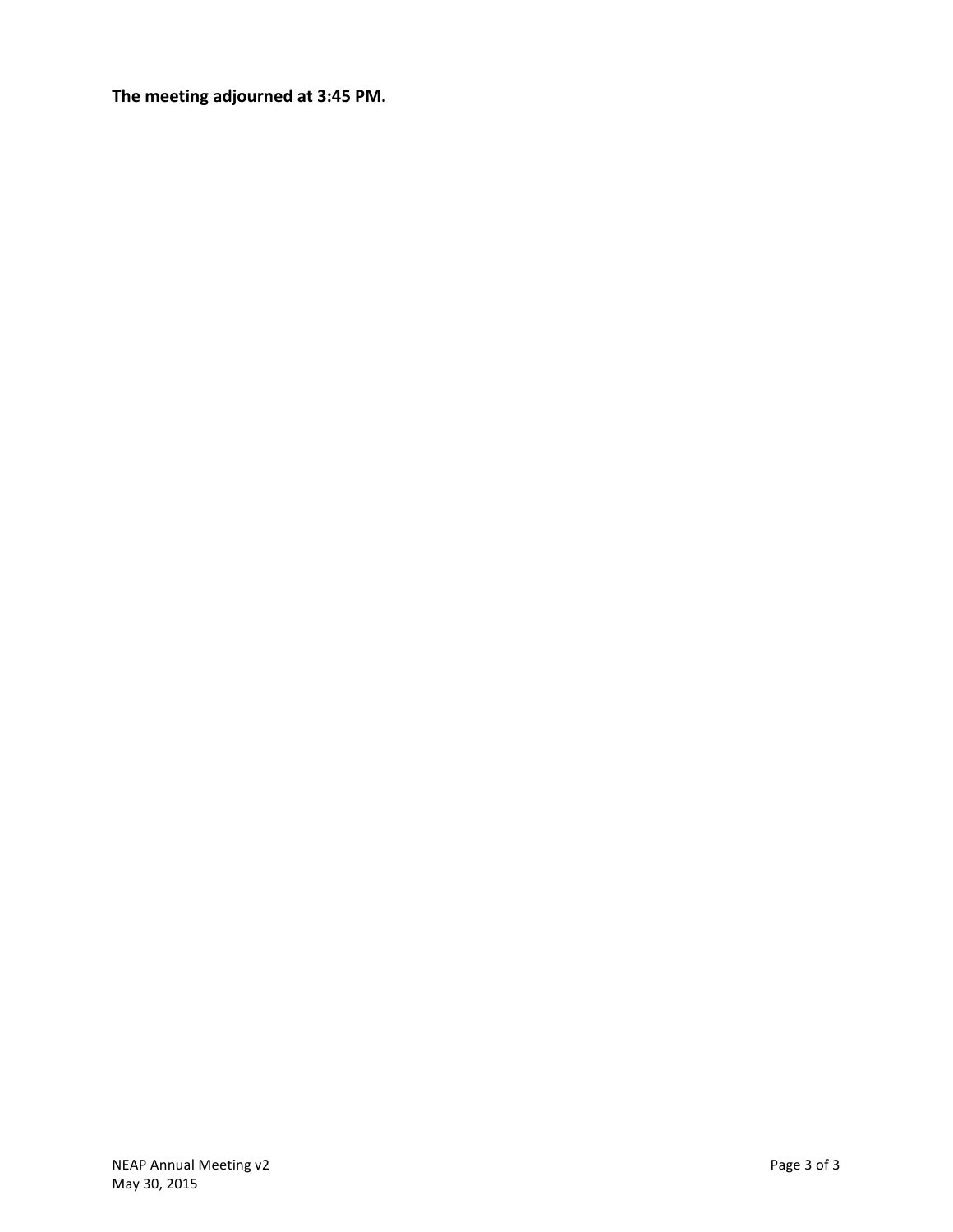**The meeting adjourned at 3:45 PM.**